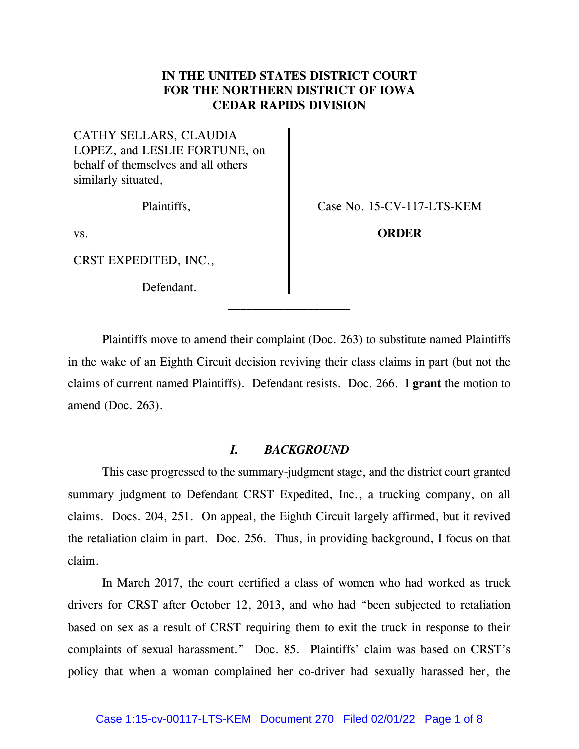# IN THE UNITED STATES DISTRICT COURT
# FOR THE NORTHERN DISTRICT OF IOWA
# CEDAR RAPIDS DIVISION

CATHY SELLARS, CLAUDIA LOPEZ, and LESLIE FORTUNE, on behalf of themselves and all others similarly situated,

Plaintiffs,

vs.

CRST EXPEDITED, INC.,

Defendant.

Case No. 15-CV-117-LTS-KEM

**ORDER**

---

Plaintiffs move to amend their complaint (Doc. 263) to substitute named Plaintiffs in the wake of an Eighth Circuit decision reviving their class claims in part (but not the claims of current named Plaintiffs). Defendant resists. Doc. 266. I **grant** the motion to amend (Doc. 263).

## *I. BACKGROUND*

This case progressed to the summary-judgment stage, and the district court granted summary judgment to Defendant CRST Expedited, Inc., a trucking company, on all claims. Docs. 204, 251. On appeal, the Eighth Circuit largely affirmed, but it revived the retaliation claim in part. Doc. 256. Thus, in providing background, I focus on that claim.

In March 2017, the court certified a class of women who had worked as truck drivers for CRST after October 12, 2013, and who had "been subjected to retaliation based on sex as a result of CRST requiring them to exit the truck in response to their complaints of sexual harassment." Doc. 85. Plaintiffs' claim was based on CRST's policy that when a woman complained her co-driver had sexually harassed her, the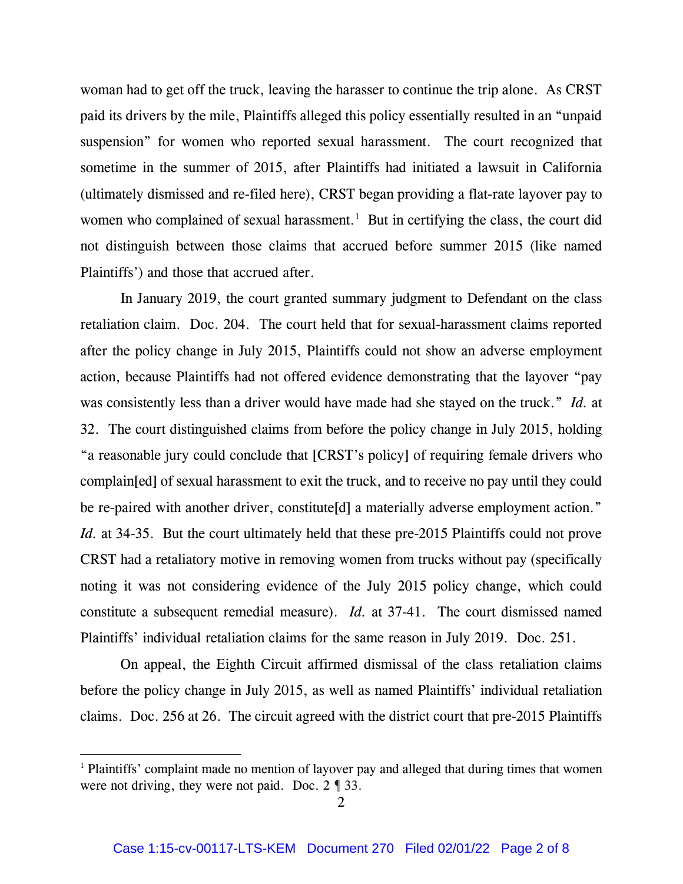woman had to get off the truck, leaving the harasser to continue the trip alone. As CRST paid its drivers by the mile, Plaintiffs alleged this policy essentially resulted in an "unpaid suspension" for women who reported sexual harassment. The court recognized that sometime in the summer of 2015, after Plaintiffs had initiated a lawsuit in California (ultimately dismissed and re-filed here), CRST began providing a flat-rate layover pay to women who complained of sexual harassment.[1] But in certifying the class, the court did not distinguish between those claims that accrued before summer 2015 (like named Plaintiffs') and those that accrued after.

In January 2019, the court granted summary judgment to Defendant on the class retaliation claim. Doc. 204. The court held that for sexual-harassment claims reported after the policy change in July 2015, Plaintiffs could not show an adverse employment action, because Plaintiffs had not offered evidence demonstrating that the layover "pay was consistently less than a driver would have made had she stayed on the truck." *Id.* at 32. The court distinguished claims from before the policy change in July 2015, holding "a reasonable jury could conclude that [CRST's policy] of requiring female drivers who complain[ed] of sexual harassment to exit the truck, and to receive no pay until they could be re-paired with another driver, constitute[d] a materially adverse employment action." *Id.* at 34-35. But the court ultimately held that these pre-2015 Plaintiffs could not prove CRST had a retaliatory motive in removing women from trucks without pay (specifically noting it was not considering evidence of the July 2015 policy change, which could constitute a subsequent remedial measure). *Id.* at 37-41. The court dismissed named Plaintiffs' individual retaliation claims for the same reason in July 2019. Doc. 251.

On appeal, the Eighth Circuit affirmed dismissal of the class retaliation claims before the policy change in July 2015, as well as named Plaintiffs' individual retaliation claims. Doc. 256 at 26. The circuit agreed with the district court that pre-2015 Plaintiffs

[1] Plaintiffs' complaint made no mention of layover pay and alleged that during times that women were not driving, they were not paid. Doc. 2 ¶ 33.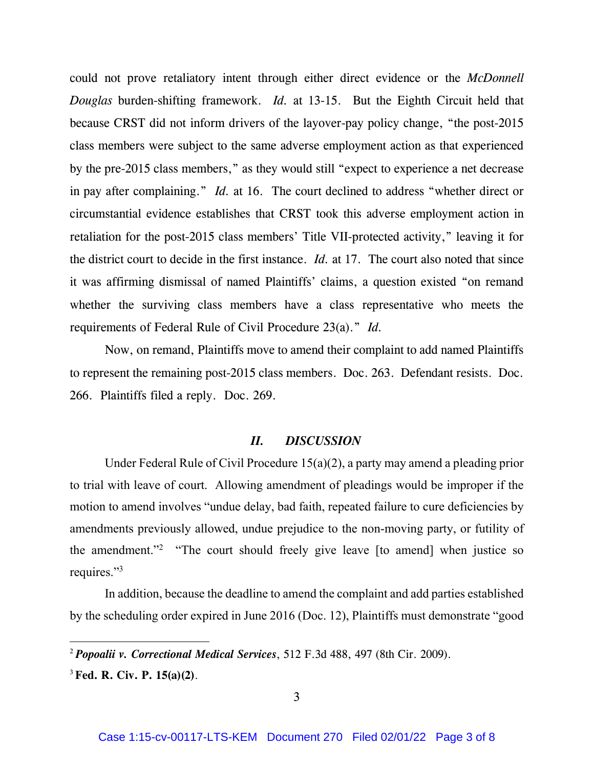could not prove retaliatory intent through either direct evidence or the *McDonnell Douglas* burden-shifting framework. *Id.* at 13-15. But the Eighth Circuit held that because CRST did not inform drivers of the layover-pay policy change, "the post-2015 class members were subject to the same adverse employment action as that experienced by the pre-2015 class members," as they would still "expect to experience a net decrease in pay after complaining." *Id.* at 16. The court declined to address "whether direct or circumstantial evidence establishes that CRST took this adverse employment action in retaliation for the post-2015 class members' Title VII-protected activity," leaving it for the district court to decide in the first instance. *Id.* at 17. The court also noted that since it was affirming dismissal of named Plaintiffs' claims, a question existed "on remand whether the surviving class members have a class representative who meets the requirements of Federal Rule of Civil Procedure 23(a)." *Id.*

Now, on remand, Plaintiffs move to amend their complaint to add named Plaintiffs to represent the remaining post-2015 class members. Doc. 263. Defendant resists. Doc. 266. Plaintiffs filed a reply. Doc. 269.

## *II. DISCUSSION*

Under Federal Rule of Civil Procedure 15(a)(2), a party may amend a pleading prior to trial with leave of court. Allowing amendment of pleadings would be improper if the motion to amend involves "undue delay, bad faith, repeated failure to cure deficiencies by amendments previously allowed, undue prejudice to the non-moving party, or futility of the amendment."[2] "The court should freely give leave [to amend] when justice so requires."[3]

In addition, because the deadline to amend the complaint and add parties established by the scheduling order expired in June 2016 (Doc. 12), Plaintiffs must demonstrate "good

---

[2] ***Popoalii v. Correctional Medical Services***, 512 F.3d 488, 497 (8th Cir. 2009).

[3] **Fed. R. Civ. P. 15(a)(2)**.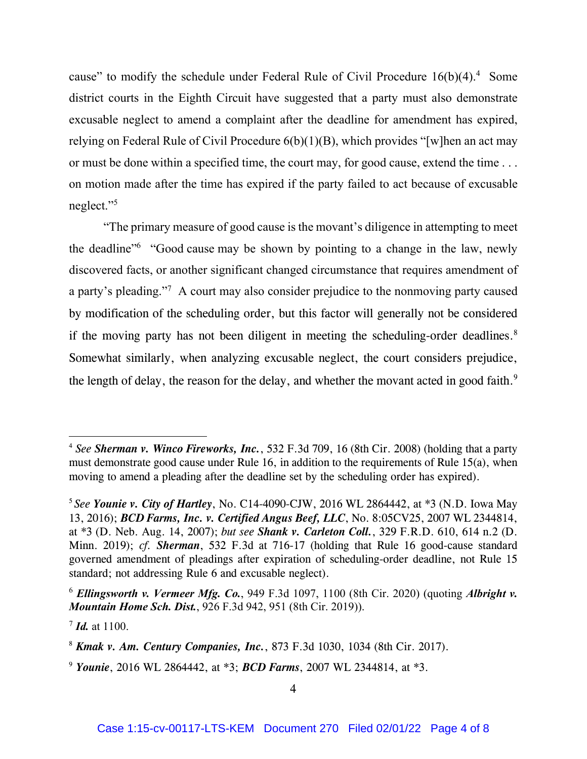cause" to modify the schedule under Federal Rule of Civil Procedure 16(b)(4).[4] Some district courts in the Eighth Circuit have suggested that a party must also demonstrate excusable neglect to amend a complaint after the deadline for amendment has expired, relying on Federal Rule of Civil Procedure 6(b)(1)(B), which provides "[w]hen an act may or must be done within a specified time, the court may, for good cause, extend the time . . . on motion made after the time has expired if the party failed to act because of excusable neglect."[5]

"The primary measure of good cause is the movant's diligence in attempting to meet the deadline"[6] "Good cause may be shown by pointing to a change in the law, newly discovered facts, or another significant changed circumstance that requires amendment of a party's pleading."[7] A court may also consider prejudice to the nonmoving party caused by modification of the scheduling order, but this factor will generally not be considered if the moving party has not been diligent in meeting the scheduling-order deadlines.[8] Somewhat similarly, when analyzing excusable neglect, the court considers prejudice, the length of delay, the reason for the delay, and whether the movant acted in good faith.[9]

---

[4] *See* ***Sherman v. Winco Fireworks, Inc.***, 532 F.3d 709, 16 (8th Cir. 2008) (holding that a party must demonstrate good cause under Rule 16, in addition to the requirements of Rule 15(a), when moving to amend a pleading after the deadline set by the scheduling order has expired).

[5] *See* ***Younie v. City of Hartley***, No. C14-4090-CJW, 2016 WL 2864442, at *3 (N.D. Iowa May 13, 2016); ***BCD Farms, Inc. v. Certified Angus Beef, LLC***, No. 8:05CV25, 2007 WL 2344814, at *3 (D. Neb. Aug. 14, 2007); *but see* ***Shank v. Carleton Coll.***, 329 F.R.D. 610, 614 n.2 (D. Minn. 2019); *cf.* ***Sherman***, 532 F.3d at 716-17 (holding that Rule 16 good-cause standard governed amendment of pleadings after expiration of scheduling-order deadline, not Rule 15 standard; not addressing Rule 6 and excusable neglect).

[6] ***Ellingsworth v. Vermeer Mfg. Co.***, 949 F.3d 1097, 1100 (8th Cir. 2020) (quoting ***Albright v. Mountain Home Sch. Dist.***, 926 F.3d 942, 951 (8th Cir. 2019)).

[7] ***Id.*** at 1100.

[8] ***Kmak v. Am. Century Companies, Inc.***, 873 F.3d 1030, 1034 (8th Cir. 2017).

[9] ***Younie***, 2016 WL 2864442, at *3; ***BCD Farms***, 2007 WL 2344814, at *3.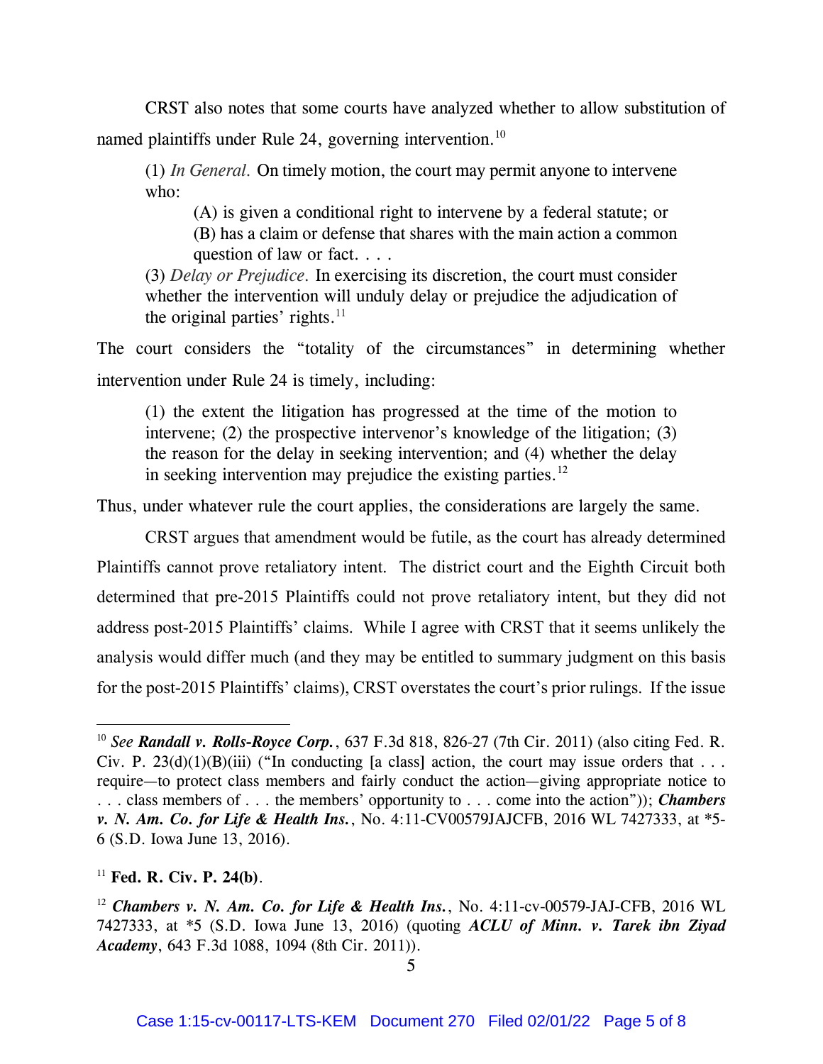CRST also notes that some courts have analyzed whether to allow substitution of named plaintiffs under Rule 24, governing intervention.[10]

> (1) *In General.* On timely motion, the court may permit anyone to intervene who:
>
> > (A) is given a conditional right to intervene by a federal statute; or
> > (B) has a claim or defense that shares with the main action a common question of law or fact. . . .
>
> (3) *Delay or Prejudice.* In exercising its discretion, the court must consider whether the intervention will unduly delay or prejudice the adjudication of the original parties' rights.[11]

The court considers the "totality of the circumstances" in determining whether intervention under Rule 24 is timely, including:

> (1) the extent the litigation has progressed at the time of the motion to intervene; (2) the prospective intervenor's knowledge of the litigation; (3) the reason for the delay in seeking intervention; and (4) whether the delay in seeking intervention may prejudice the existing parties.[12]

Thus, under whatever rule the court applies, the considerations are largely the same.

CRST argues that amendment would be futile, as the court has already determined Plaintiffs cannot prove retaliatory intent. The district court and the Eighth Circuit both determined that pre-2015 Plaintiffs could not prove retaliatory intent, but they did not address post-2015 Plaintiffs' claims. While I agree with CRST that it seems unlikely the analysis would differ much (and they may be entitled to summary judgment on this basis for the post-2015 Plaintiffs' claims), CRST overstates the court's prior rulings. If the issue

---

[10] *See* ***Randall v. Rolls-Royce Corp.***, 637 F.3d 818, 826-27 (7th Cir. 2011) (also citing Fed. R. Civ. P. 23(d)(1)(B)(iii) ("In conducting [a class] action, the court may issue orders that . . . require—to protect class members and fairly conduct the action—giving appropriate notice to . . . class members of . . . the members' opportunity to . . . come into the action")); ***Chambers v. N. Am. Co. for Life & Health Ins.***, No. 4:11-CV00579JAJCFB, 2016 WL 7427333, at *5-6 (S.D. Iowa June 13, 2016).

[11] **Fed. R. Civ. P. 24(b)**.

[12] ***Chambers v. N. Am. Co. for Life & Health Ins.***, No. 4:11-cv-00579-JAJ-CFB, 2016 WL 7427333, at *5 (S.D. Iowa June 13, 2016) (quoting ***ACLU of Minn. v. Tarek ibn Ziyad Academy***, 643 F.3d 1088, 1094 (8th Cir. 2011)).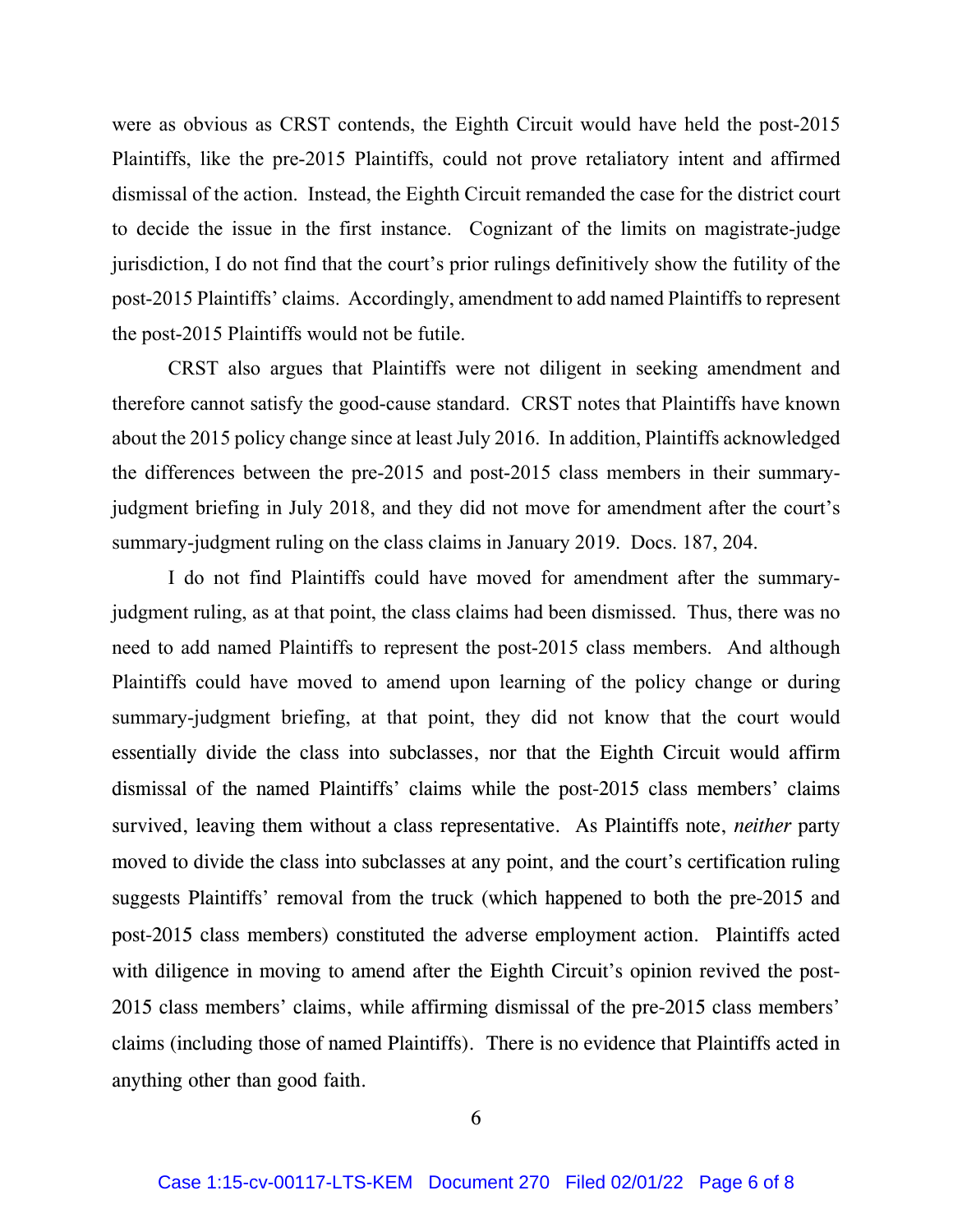were as obvious as CRST contends, the Eighth Circuit would have held the post-2015 Plaintiffs, like the pre-2015 Plaintiffs, could not prove retaliatory intent and affirmed dismissal of the action. Instead, the Eighth Circuit remanded the case for the district court to decide the issue in the first instance. Cognizant of the limits on magistrate-judge jurisdiction, I do not find that the court's prior rulings definitively show the futility of the post-2015 Plaintiffs' claims. Accordingly, amendment to add named Plaintiffs to represent the post-2015 Plaintiffs would not be futile.

CRST also argues that Plaintiffs were not diligent in seeking amendment and therefore cannot satisfy the good-cause standard. CRST notes that Plaintiffs have known about the 2015 policy change since at least July 2016. In addition, Plaintiffs acknowledged the differences between the pre-2015 and post-2015 class members in their summary-judgment briefing in July 2018, and they did not move for amendment after the court's summary-judgment ruling on the class claims in January 2019. Docs. 187, 204.

I do not find Plaintiffs could have moved for amendment after the summary-judgment ruling, as at that point, the class claims had been dismissed. Thus, there was no need to add named Plaintiffs to represent the post-2015 class members. And although Plaintiffs could have moved to amend upon learning of the policy change or during summary-judgment briefing, at that point, they did not know that the court would essentially divide the class into subclasses, nor that the Eighth Circuit would affirm dismissal of the named Plaintiffs' claims while the post-2015 class members' claims survived, leaving them without a class representative. As Plaintiffs note, *neither* party moved to divide the class into subclasses at any point, and the court's certification ruling suggests Plaintiffs' removal from the truck (which happened to both the pre-2015 and post-2015 class members) constituted the adverse employment action. Plaintiffs acted with diligence in moving to amend after the Eighth Circuit's opinion revived the post-2015 class members' claims, while affirming dismissal of the pre-2015 class members' claims (including those of named Plaintiffs). There is no evidence that Plaintiffs acted in anything other than good faith.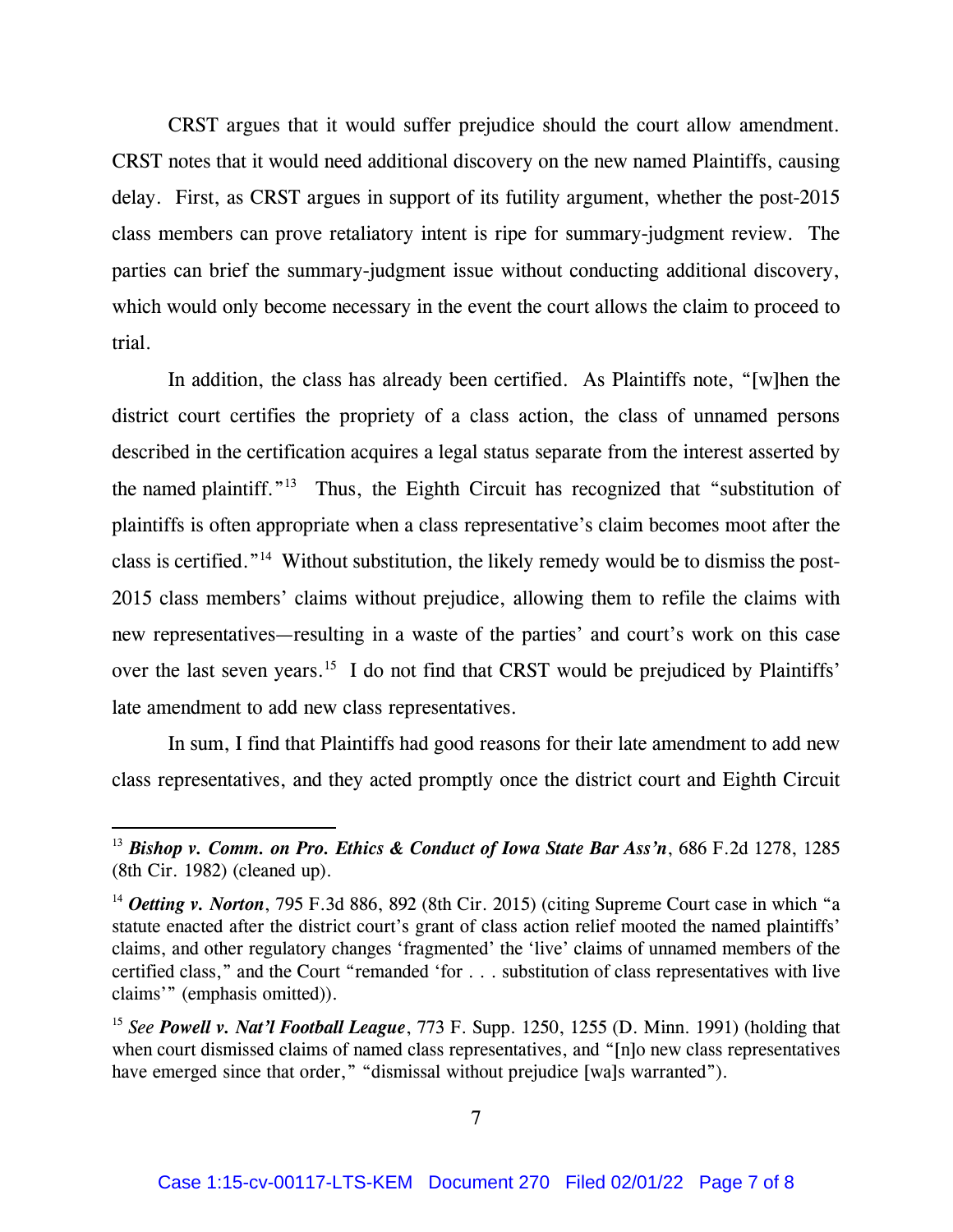CRST argues that it would suffer prejudice should the court allow amendment. CRST notes that it would need additional discovery on the new named Plaintiffs, causing delay. First, as CRST argues in support of its futility argument, whether the post-2015 class members can prove retaliatory intent is ripe for summary-judgment review. The parties can brief the summary-judgment issue without conducting additional discovery, which would only become necessary in the event the court allows the claim to proceed to trial.

In addition, the class has already been certified. As Plaintiffs note, "[w]hen the district court certifies the propriety of a class action, the class of unnamed persons described in the certification acquires a legal status separate from the interest asserted by the named plaintiff."[13] Thus, the Eighth Circuit has recognized that "substitution of plaintiffs is often appropriate when a class representative's claim becomes moot after the class is certified."[14] Without substitution, the likely remedy would be to dismiss the post-2015 class members' claims without prejudice, allowing them to refile the claims with new representatives—resulting in a waste of the parties' and court's work on this case over the last seven years.[15] I do not find that CRST would be prejudiced by Plaintiffs' late amendment to add new class representatives.

In sum, I find that Plaintiffs had good reasons for their late amendment to add new class representatives, and they acted promptly once the district court and Eighth Circuit

---

[13] ***Bishop v. Comm. on Pro. Ethics & Conduct of Iowa State Bar Ass'n***, 686 F.2d 1278, 1285 (8th Cir. 1982) (cleaned up).

[14] ***Oetting v. Norton***, 795 F.3d 886, 892 (8th Cir. 2015) (citing Supreme Court case in which "a statute enacted after the district court's grant of class action relief mooted the named plaintiffs' claims, and other regulatory changes 'fragmented' the 'live' claims of unnamed members of the certified class," and the Court "remanded 'for . . . substitution of class representatives with live claims'" (emphasis omitted)).

[15] *See* ***Powell v. Nat'l Football League***, 773 F. Supp. 1250, 1255 (D. Minn. 1991) (holding that when court dismissed claims of named class representatives, and "[n]o new class representatives have emerged since that order," "dismissal without prejudice [wa]s warranted").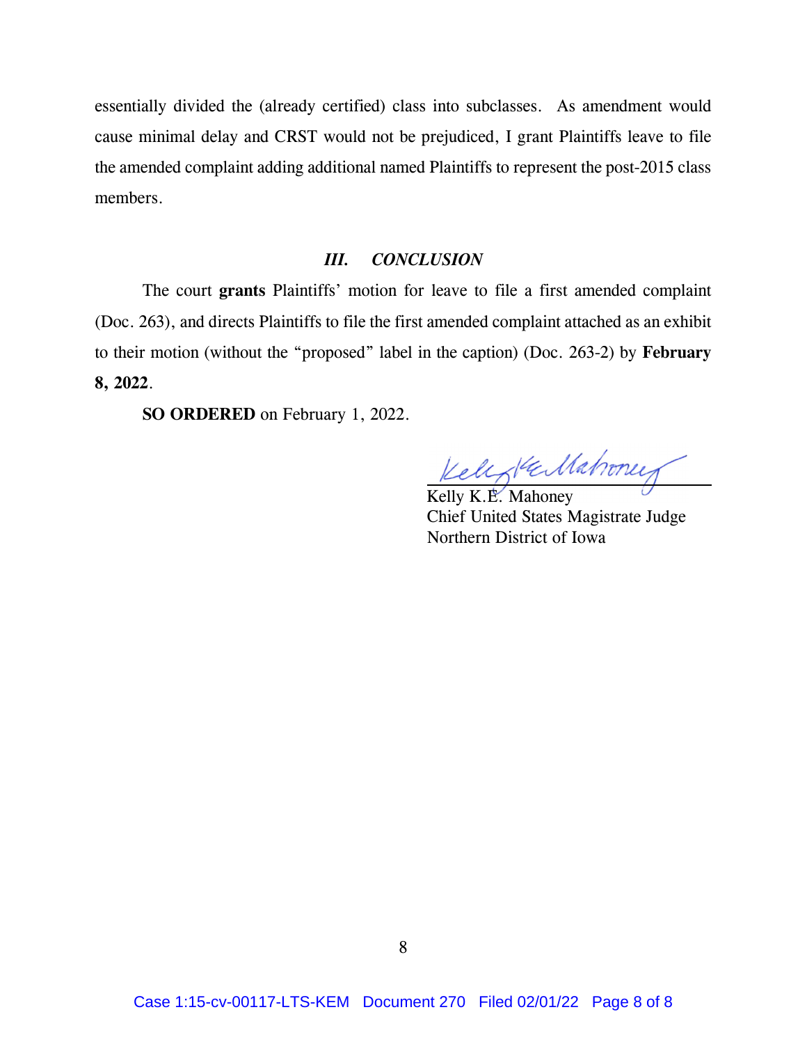essentially divided the (already certified) class into subclasses. As amendment would cause minimal delay and CRST would not be prejudiced, I grant Plaintiffs leave to file the amended complaint adding additional named Plaintiffs to represent the post-2015 class members.

### *III. CONCLUSION*

The court **grants** Plaintiffs' motion for leave to file a first amended complaint (Doc. 263), and directs Plaintiffs to file the first amended complaint attached as an exhibit to their motion (without the "proposed" label in the caption) (Doc. 263-2) by **February 8, 2022**.

**SO ORDERED** on February 1, 2022.

Kelly K.E. Mahoney
Chief United States Magistrate Judge
Northern District of Iowa